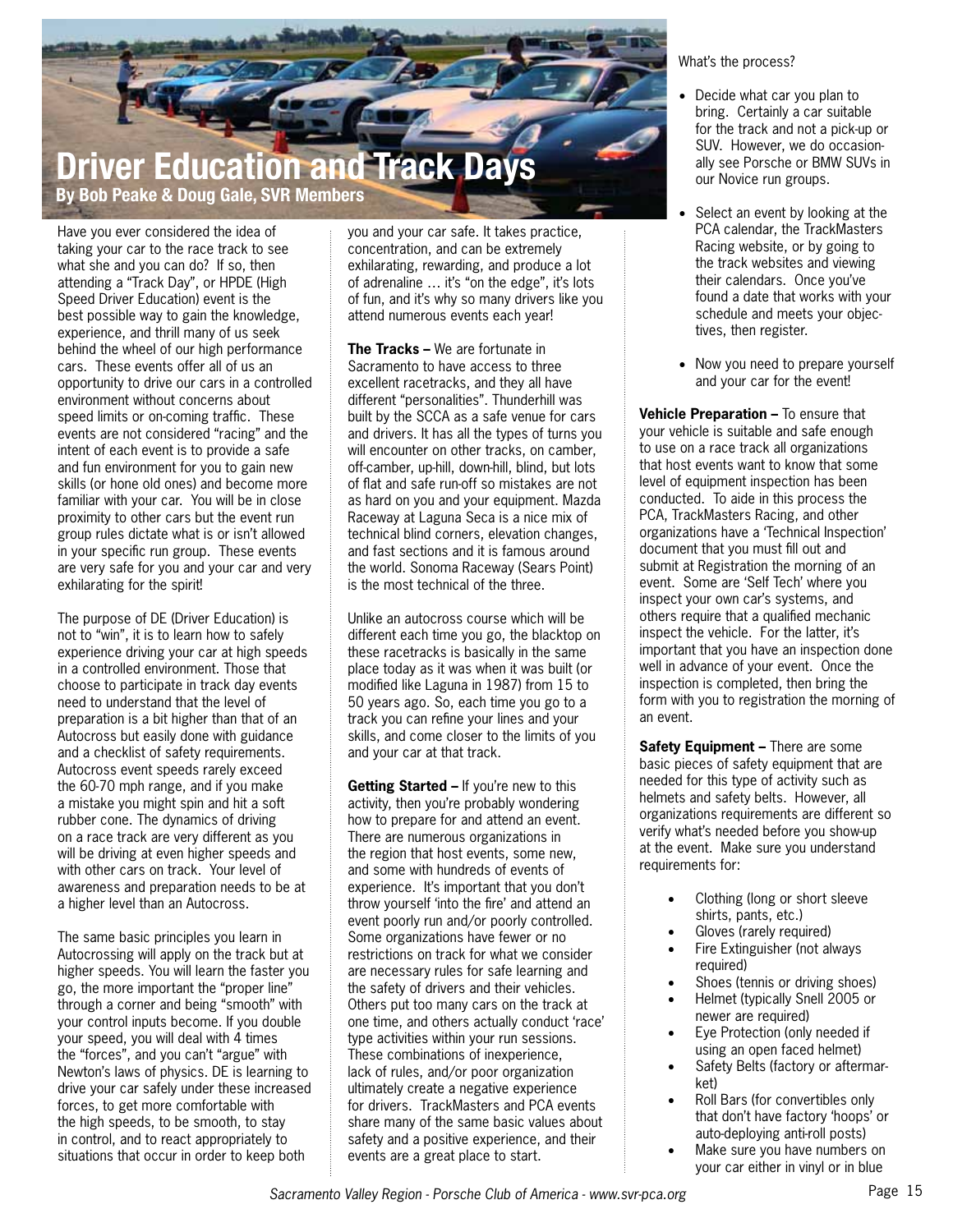# Driver Education and Track Days

**By Bob Peake & Doug Gale, SVR Members**

Have you ever considered the idea of taking your car to the race track to see what she and you can do? If so, then attending a "Track Day", or HPDE (High Speed Driver Education) event is the best possible way to gain the knowledge, experience, and thrill many of us seek behind the wheel of our high performance cars. These events offer all of us an opportunity to drive our cars in a controlled environment without concerns about speed limits or on-coming traffic. These events are not considered "racing" and the intent of each event is to provide a safe and fun environment for you to gain new skills (or hone old ones) and become more familiar with your car. You will be in close proximity to other cars but the event run group rules dictate what is or isn't allowed in your specific run group. These events are very safe for you and your car and very exhilarating for the spirit!

The purpose of DE (Driver Education) is not to "win", it is to learn how to safely experience driving your car at high speeds in a controlled environment. Those that choose to participate in track day events need to understand that the level of preparation is a bit higher than that of an Autocross but easily done with guidance and a checklist of safety requirements. Autocross event speeds rarely exceed the 60-70 mph range, and if you make a mistake you might spin and hit a soft rubber cone. The dynamics of driving on a race track are very different as you will be driving at even higher speeds and with other cars on track. Your level of awareness and preparation needs to be at a higher level than an Autocross.

The same basic principles you learn in Autocrossing will apply on the track but at higher speeds. You will learn the faster you go, the more important the "proper line" through a corner and being "smooth" with your control inputs become. If you double your speed, you will deal with 4 times the "forces", and you can't "argue" with Newton's laws of physics. DE is learning to drive your car safely under these increased forces, to get more comfortable with the high speeds, to be smooth, to stay in control, and to react appropriately to situations that occur in order to keep both you and your car safe. It takes practice, concentration, and can be extremely exhilarating, rewarding, and produce a lot of adrenaline … it's "on the edge", it's lots of fun, and it's why so many drivers like you attend numerous events each year!

**The Tracks –** We are fortunate in Sacramento to have access to three excellent racetracks, and they all have different "personalities". Thunderhill was built by the SCCA as a safe venue for cars and drivers. It has all the types of turns you will encounter on other tracks, on camber, off-camber, up-hill, down-hill, blind, but lots of flat and safe run-off so mistakes are not as hard on you and your equipment. Mazda Raceway at Laguna Seca is a nice mix of technical blind corners, elevation changes, and fast sections and it is famous around the world. Sonoma Raceway (Sears Point) is the most technical of the three.

Unlike an autocross course which will be different each time you go, the blacktop on these racetracks is basically in the same place today as it was when it was built (or modified like Laguna in 1987) from 15 to 50 years ago. So, each time you go to a track you can refine your lines and your skills, and come closer to the limits of you and your car at that track.

**Getting Started –** If you're new to this activity, then you're probably wondering how to prepare for and attend an event. There are numerous organizations in the region that host events, some new, and some with hundreds of events of experience. It's important that you don't throw yourself 'into the fire' and attend an event poorly run and/or poorly controlled. Some organizations have fewer or no restrictions on track for what we consider are necessary rules for safe learning and the safety of drivers and their vehicles. Others put too many cars on the track at one time, and others actually conduct 'race' type activities within your run sessions. These combinations of inexperience, lack of rules, and/or poor organization ultimately create a negative experience for drivers. TrackMasters and PCA events share many of the same basic values about safety and a positive experience, and their events are a great place to start.

What's the process?

- Decide what car you plan to bring. Certainly a car suitable for the track and not a pick-up or SUV. However, we do occasionally see Porsche or BMW SUVs in our Novice run groups.
- Select an event by looking at the PCA calendar, the TrackMasters Racing website, or by going to the track websites and viewing their calendars. Once you've found a date that works with your schedule and meets your objectives, then register.
- Now you need to prepare yourself and your car for the event!

**Vehicle Preparation –** To ensure that your vehicle is suitable and safe enough to use on a race track all organizations that host events want to know that some level of equipment inspection has been conducted. To aide in this process the PCA, TrackMasters Racing, and other organizations have a 'Technical Inspection' document that you must fill out and submit at Registration the morning of an event. Some are 'Self Tech' where you inspect your own car's systems, and others require that a qualified mechanic inspect the vehicle. For the latter, it's important that you have an inspection done well in advance of your event. Once the inspection is completed, then bring the form with you to registration the morning of an event.

**Safety Equipment –** There are some basic pieces of safety equipment that are needed for this type of activity such as helmets and safety belts. However, all organizations requirements are different so verify what's needed before you show-up at the event. Make sure you understand requirements for:

- Clothing (long or short sleeve shirts, pants, etc.)
- Gloves (rarely required)
- Fire Extinguisher (not always required)
- Shoes (tennis or driving shoes)
- Helmet (typically Snell 2005 or newer are required)
- Eye Protection (only needed if using an open faced helmet)
- Safety Belts (factory or aftermarket)
- Roll Bars (for convertibles only that don't have factory 'hoops' or auto-deploying anti-roll posts)
- Make sure you have numbers on your car either in vinyl or in blue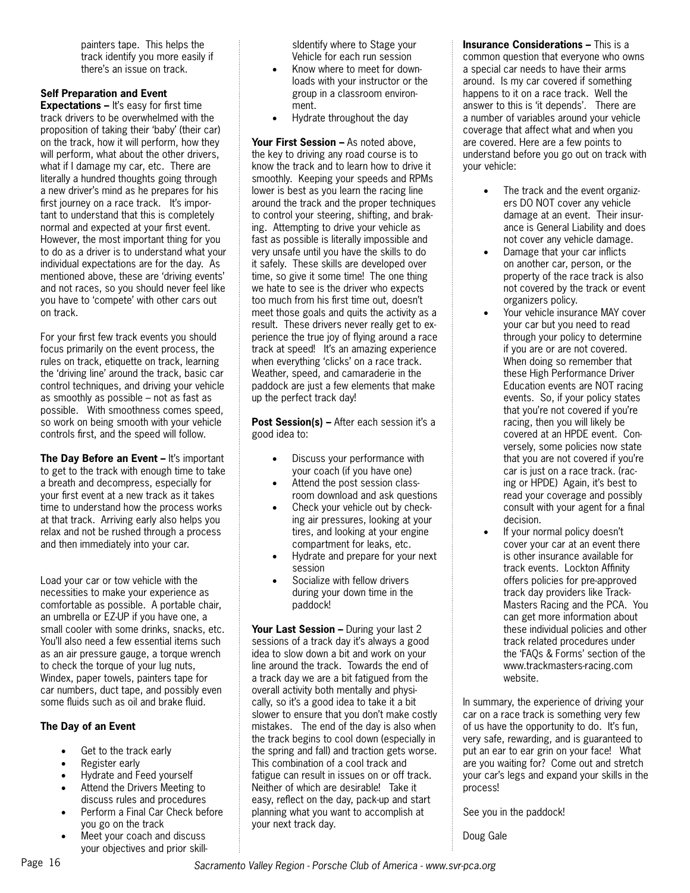painters tape. This helps the track identify you more easily if there's an issue on track.

**Self Preparation and Event Expectations –** It's easy for first time track drivers to be overwhelmed with the proposition of taking their 'baby' (their car) on the track, how it will perform, how they will perform, what about the other drivers, what if I damage my car, etc. There are literally a hundred thoughts going through a new driver's mind as he prepares for his first journey on a race track. It's important to understand that this is completely normal and expected at your first event. However, the most important thing for you to do as a driver is to understand what your individual expectations are for the day. As mentioned above, these are 'driving events' and not races, so you should never feel like you have to 'compete' with other cars out on track.

For your first few track events you should focus primarily on the event process, the rules on track, etiquette on track, learning the 'driving line' around the track, basic car control techniques, and driving your vehicle as smoothly as possible – not as fast as possible. With smoothness comes speed, so work on being smooth with your vehicle controls first, and the speed will follow.

**The Day Before an Event –** It's important to get to the track with enough time to take a breath and decompress, especially for your first event at a new track as it takes time to understand how the process works at that track. Arriving early also helps you relax and not be rushed through a process and then immediately into your car.

Load your car or tow vehicle with the necessities to make your experience as comfortable as possible. A portable chair, an umbrella or EZ-UP if you have one, a small cooler with some drinks, snacks, etc. You'll also need a few essential items such as an air pressure gauge, a torque wrench to check the torque of your lug nuts, Windex, paper towels, painters tape for car numbers, duct tape, and possibly even some fluids such as oil and brake fluid.

**The Day of an Event**

- Get to the track early
- Register early
- Hydrate and Feed yourself
- Attend the Drivers Meeting to discuss rules and procedures
- Perform a Final Car Check before you go on the track
- Meet your coach and discuss your objectives and prior skillsIdentify where to Stage your Vehicle for each run session
- Know where to meet for downloads with your instructor or the group in a classroom environment.
- Hydrate throughout the day

**Your First Session –** As noted above, the key to driving any road course is to know the track and to learn how to drive it smoothly. Keeping your speeds and RPMs lower is best as you learn the racing line around the track and the proper techniques to control your steering, shifting, and braking. Attempting to drive your vehicle as fast as possible is literally impossible and very unsafe until you have the skills to do it safely. These skills are developed over time, so give it some time! The one thing we hate to see is the driver who expects too much from his first time out, doesn't meet those goals and quits the activity as a result. These drivers never really get to experience the true joy of flying around a race track at speed! It's an amazing experience when everything 'clicks' on a race track. Weather, speed, and camaraderie in the paddock are just a few elements that make up the perfect track day!

**Post Session(s) –** After each session it's a good idea to:

- Discuss your performance with your coach (if you have one)
- Attend the post session classroom download and ask questions
- Check your vehicle out by checking air pressures, looking at your tires, and looking at your engine compartment for leaks, etc.
- Hydrate and prepare for your next session
- Socialize with fellow drivers during your down time in the paddock!

**Your Last Session –** During your last 2 sessions of a track day it's always a good idea to slow down a bit and work on your line around the track. Towards the end of a track day we are a bit fatigued from the overall activity both mentally and physically, so it's a good idea to take it a bit slower to ensure that you don't make costly mistakes. The end of the day is also when the track begins to cool down (especially in the spring and fall) and traction gets worse. This combination of a cool track and fatigue can result in issues on or off track. Neither of which are desirable! Take it easy, reflect on the day, pack-up and start planning what you want to accomplish at your next track day.

**Insurance Considerations –** This is a common question that everyone who owns a special car needs to have their arms around. Is my car covered if something happens to it on a race track. Well the answer to this is 'it depends'. There are a number of variables around your vehicle coverage that affect what and when you are covered. Here are a few points to understand before you go out on track with your vehicle:

- The track and the event organizers DO NOT cover any vehicle damage at an event. Their insurance is General Liability and does not cover any vehicle damage.
- Damage that your car inflicts on another car, person, or the property of the race track is also not covered by the track or event organizers policy.
- Your vehicle insurance MAY cover your car but you need to read through your policy to determine if you are or are not covered. When doing so remember that these High Performance Driver Education events are NOT racing events. So, if your policy states that you're not covered if you're racing, then you will likely be covered at an HPDE event. Conversely, some policies now state that you are not covered if you're car is just on a race track. (racing or HPDE) Again, it's best to read your coverage and possibly consult with your agent for a final decision.
- If your normal policy doesn't cover your car at an event there is other insurance available for track events. Lockton Affinity offers policies for pre-approved track day providers like Track-Masters Racing and the PCA. You can get more information about these individual policies and other track related procedures under the 'FAQs & Forms' section of the www.trackmasters-racing.com website.

In summary, the experience of driving your car on a race track is something very few of us have the opportunity to do. It's fun, very safe, rewarding, and is guaranteed to put an ear to ear grin on your face! What are you waiting for? Come out and stretch your car's legs and expand your skills in the process!

See you in the paddock!

Doug Gale